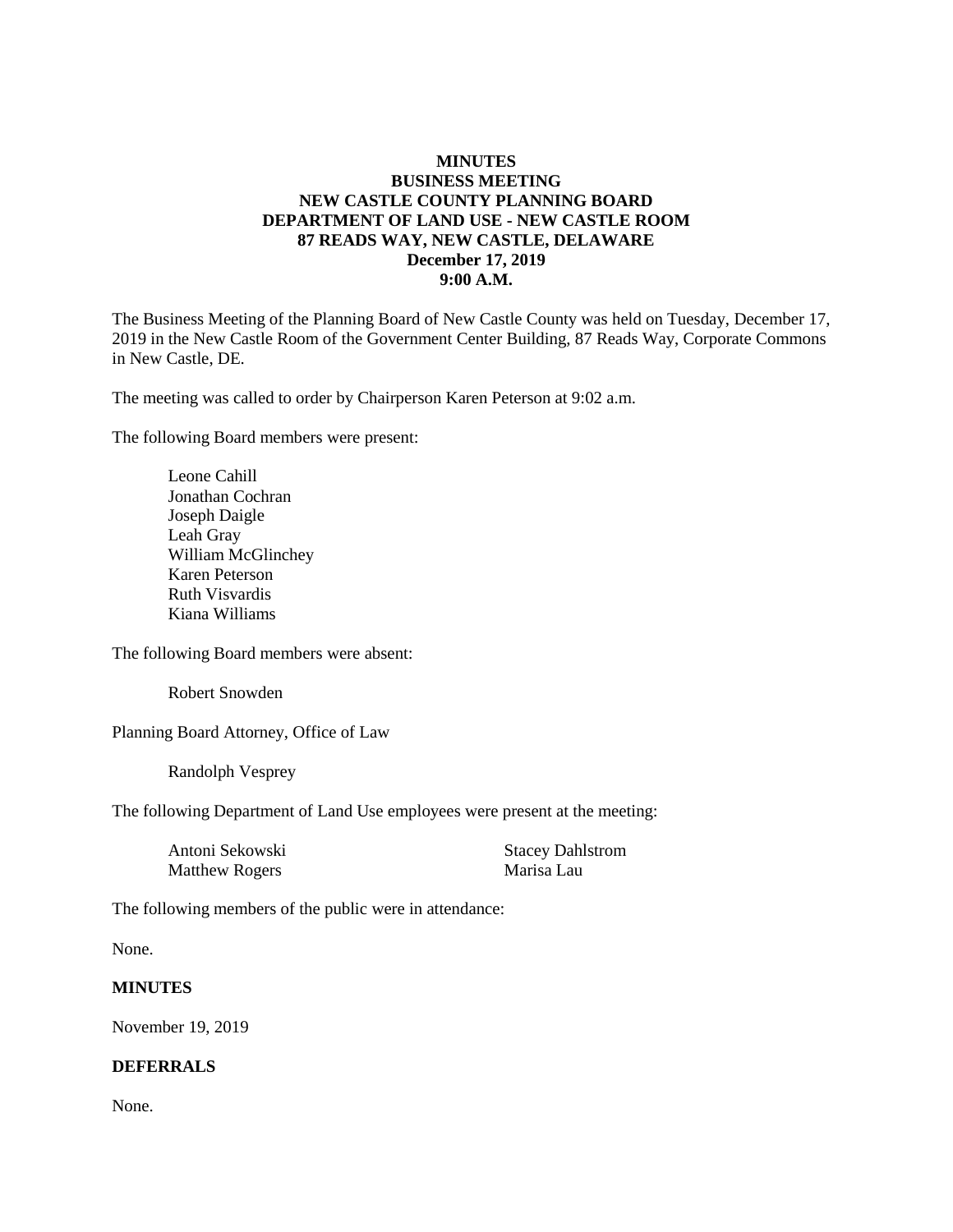**MINUTES**
**BUSINESS MEETING**
**NEW CASTLE COUNTY PLANNING BOARD**
**DEPARTMENT OF LAND USE - NEW CASTLE ROOM**
**87 READS WAY, NEW CASTLE, DELAWARE**
**December 17, 2019**
**9:00 A.M.**

The Business Meeting of the Planning Board of New Castle County was held on Tuesday, December 17, 2019 in the New Castle Room of the Government Center Building, 87 Reads Way, Corporate Commons in New Castle, DE.

The meeting was called to order by Chairperson Karen Peterson at 9:02 a.m.

The following Board members were present:

Leone Cahill
Jonathan Cochran
Joseph Daigle
Leah Gray
William McGlinchey
Karen Peterson
Ruth Visvardis
Kiana Williams

The following Board members were absent:

Robert Snowden

Planning Board Attorney, Office of Law

Randolph Vesprey

The following Department of Land Use employees were present at the meeting:

Antoni Sekowski
Matthew Rogers
Stacey Dahlstrom
Marisa Lau

The following members of the public were in attendance:

None.

**MINUTES**

November 19, 2019

**DEFERRALS**

None.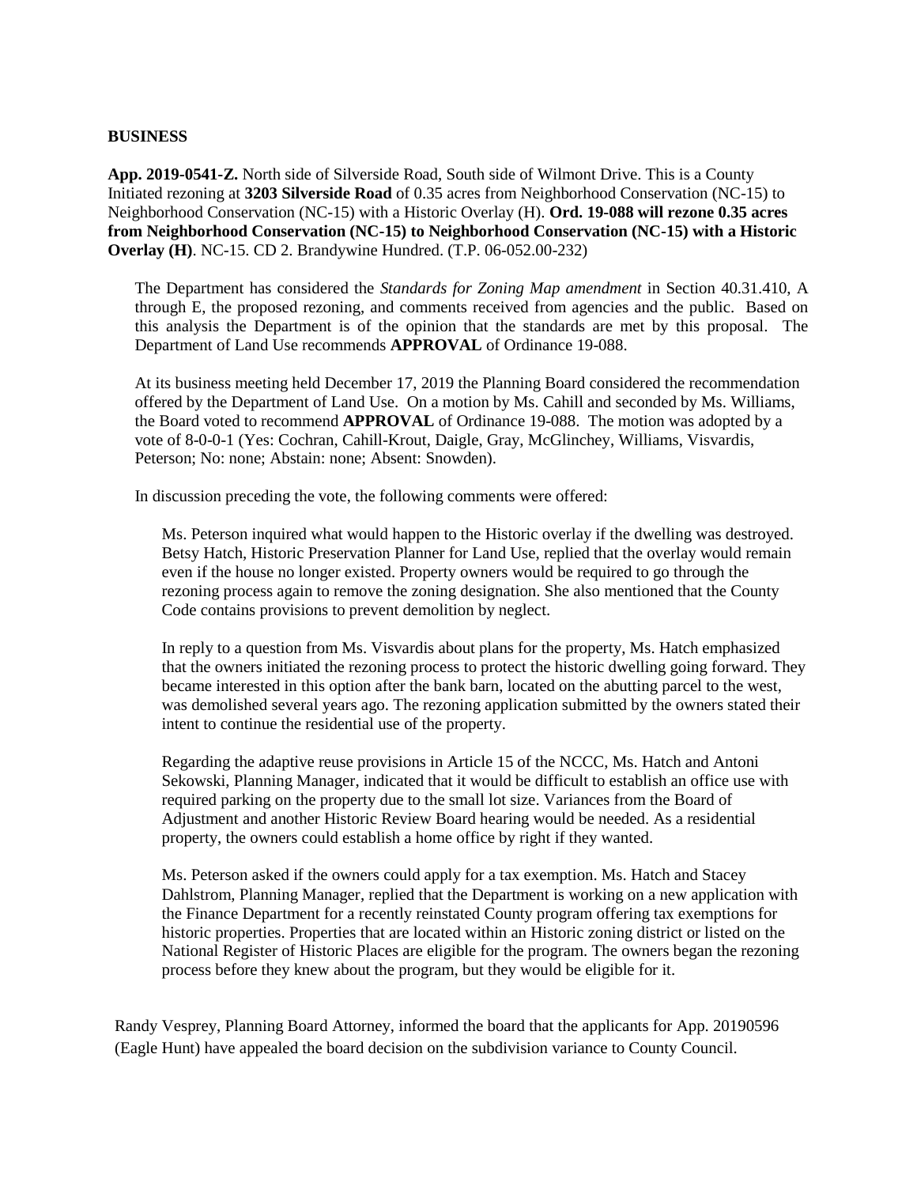**BUSINESS**

**App. 2019-0541-Z.** North side of Silverside Road, South side of Wilmont Drive. This is a County Initiated rezoning at **3203 Silverside Road** of 0.35 acres from Neighborhood Conservation (NC-15) to Neighborhood Conservation (NC-15) with a Historic Overlay (H). **Ord. 19-088 will rezone 0.35 acres from Neighborhood Conservation (NC-15) to Neighborhood Conservation (NC-15) with a Historic Overlay (H)**. NC-15. CD 2. Brandywine Hundred. (T.P. 06-052.00-232)

The Department has considered the *Standards for Zoning Map amendment* in Section 40.31.410, A through E, the proposed rezoning, and comments received from agencies and the public. Based on this analysis the Department is of the opinion that the standards are met by this proposal. The Department of Land Use recommends **APPROVAL** of Ordinance 19-088.

At its business meeting held December 17, 2019 the Planning Board considered the recommendation offered by the Department of Land Use. On a motion by Ms. Cahill and seconded by Ms. Williams, the Board voted to recommend **APPROVAL** of Ordinance 19-088. The motion was adopted by a vote of 8-0-0-1 (Yes: Cochran, Cahill-Krout, Daigle, Gray, McGlinchey, Williams, Visvardis, Peterson; No: none; Abstain: none; Absent: Snowden).

In discussion preceding the vote, the following comments were offered:

Ms. Peterson inquired what would happen to the Historic overlay if the dwelling was destroyed. Betsy Hatch, Historic Preservation Planner for Land Use, replied that the overlay would remain even if the house no longer existed. Property owners would be required to go through the rezoning process again to remove the zoning designation. She also mentioned that the County Code contains provisions to prevent demolition by neglect.

In reply to a question from Ms. Visvardis about plans for the property, Ms. Hatch emphasized that the owners initiated the rezoning process to protect the historic dwelling going forward. They became interested in this option after the bank barn, located on the abutting parcel to the west, was demolished several years ago. The rezoning application submitted by the owners stated their intent to continue the residential use of the property.

Regarding the adaptive reuse provisions in Article 15 of the NCCC, Ms. Hatch and Antoni Sekowski, Planning Manager, indicated that it would be difficult to establish an office use with required parking on the property due to the small lot size. Variances from the Board of Adjustment and another Historic Review Board hearing would be needed. As a residential property, the owners could establish a home office by right if they wanted.

Ms. Peterson asked if the owners could apply for a tax exemption. Ms. Hatch and Stacey Dahlstrom, Planning Manager, replied that the Department is working on a new application with the Finance Department for a recently reinstated County program offering tax exemptions for historic properties. Properties that are located within an Historic zoning district or listed on the National Register of Historic Places are eligible for the program. The owners began the rezoning process before they knew about the program, but they would be eligible for it.

Randy Vesprey, Planning Board Attorney, informed the board that the applicants for App. 20190596 (Eagle Hunt) have appealed the board decision on the subdivision variance to County Council.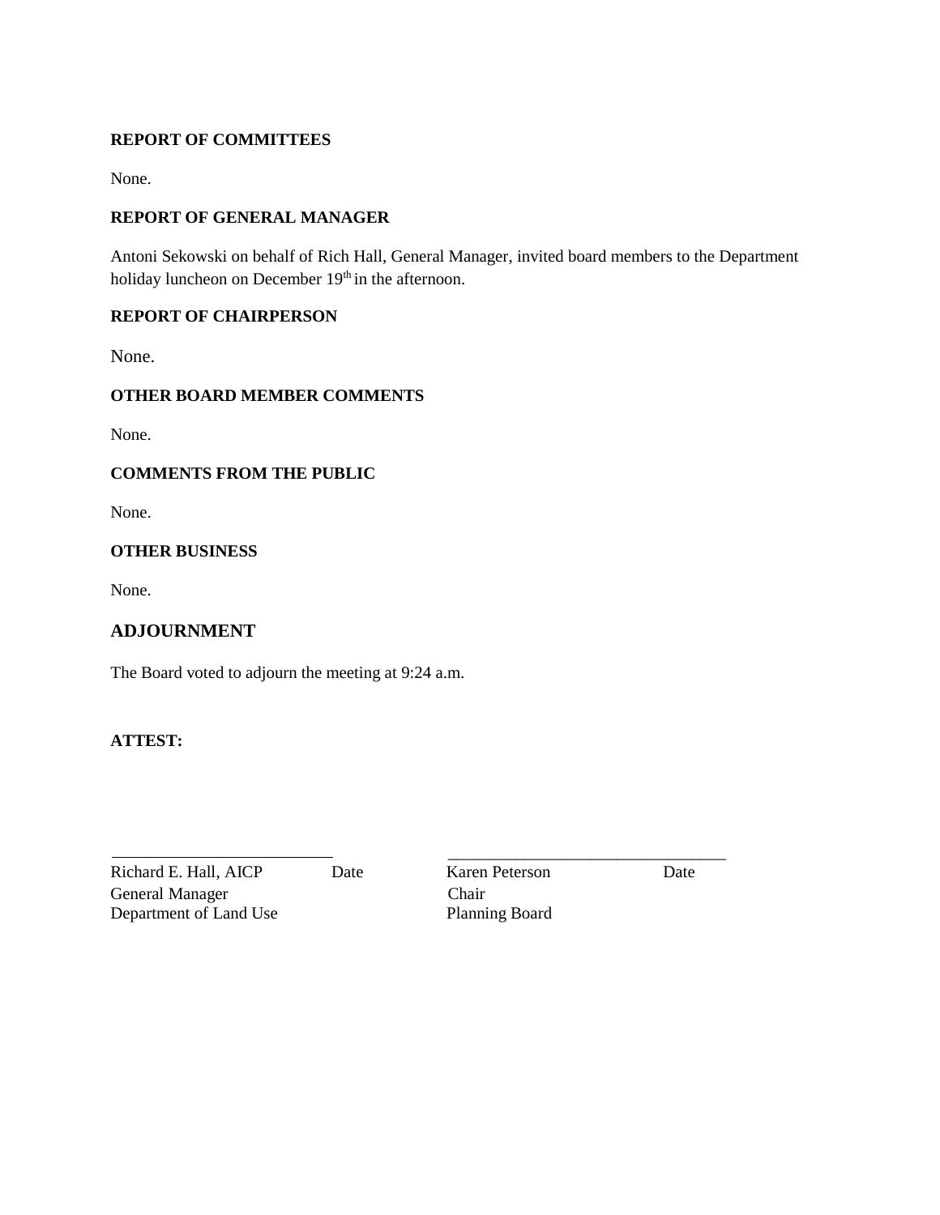**REPORT OF COMMITTEES**

None.

**REPORT OF GENERAL MANAGER**

Antoni Sekowski on behalf of Rich Hall, General Manager, invited board members to the Department holiday luncheon on December 19th in the afternoon.

**REPORT OF CHAIRPERSON**

None.

**OTHER BOARD MEMBER COMMENTS**

None.

**COMMENTS FROM THE PUBLIC**

None.

**OTHER BUSINESS**

None.

**ADJOURNMENT**

The Board voted to adjourn the meeting at 9:24 a.m.

**ATTEST:**

| | | | |
|---|---|---|---|
| \_\_\_\_\_\_\_\_\_\_\_\_\_\_\_\_\_\_\_\_\_\_\_\_\_\_\_ | | \_\_\_\_\_\_\_\_\_\_\_\_\_\_\_\_\_\_\_\_\_\_\_\_\_\_\_\_\_\_\_\_\_ | |
| Richard E. Hall, AICP | Date | Karen Peterson | Date |
| General Manager | | Chair | |
| Department of Land Use | | Planning Board | |